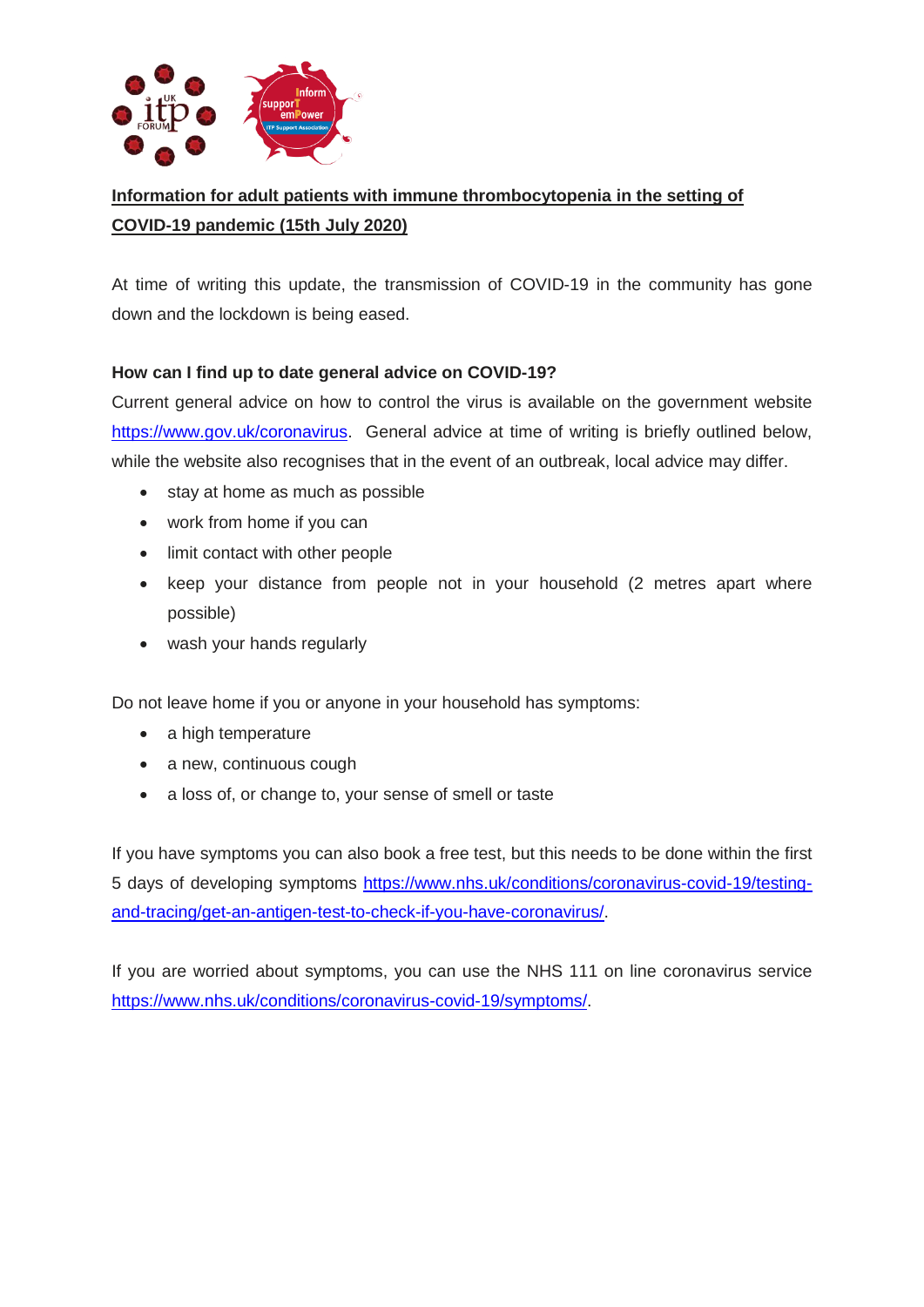**Information for adult patients with immune thrombocytopenia in the setting of COVID-19 pandemic (15th July 2020)**

At time of writing this update, the transmission of COVID-19 in the community has gone down and the lockdown is being eased.

**How can I find up to date general advice on COVID-19?**

Current general advice on how to control the virus is available on the government website https://www.gov.uk/coronavirus. General advice at time of writing is briefly outlined below, while the website also recognises that in the event of an outbreak, local advice may differ.

- stay at home as much as possible
- work from home if you can
- limit contact with other people
- keep your distance from people not in your household (2 metres apart where possible)
- wash your hands regularly

Do not leave home if you or anyone in your household has symptoms:

- a high temperature
- a new, continuous cough
- a loss of, or change to, your sense of smell or taste

If you have symptoms you can also book a free test, but this needs to be done within the first 5 days of developing symptoms https://www.nhs.uk/conditions/coronavirus-covid-19/testing-and-tracing/get-an-antigen-test-to-check-if-you-have-coronavirus/.

If you are worried about symptoms, you can use the NHS 111 on line coronavirus service https://www.nhs.uk/conditions/coronavirus-covid-19/symptoms/.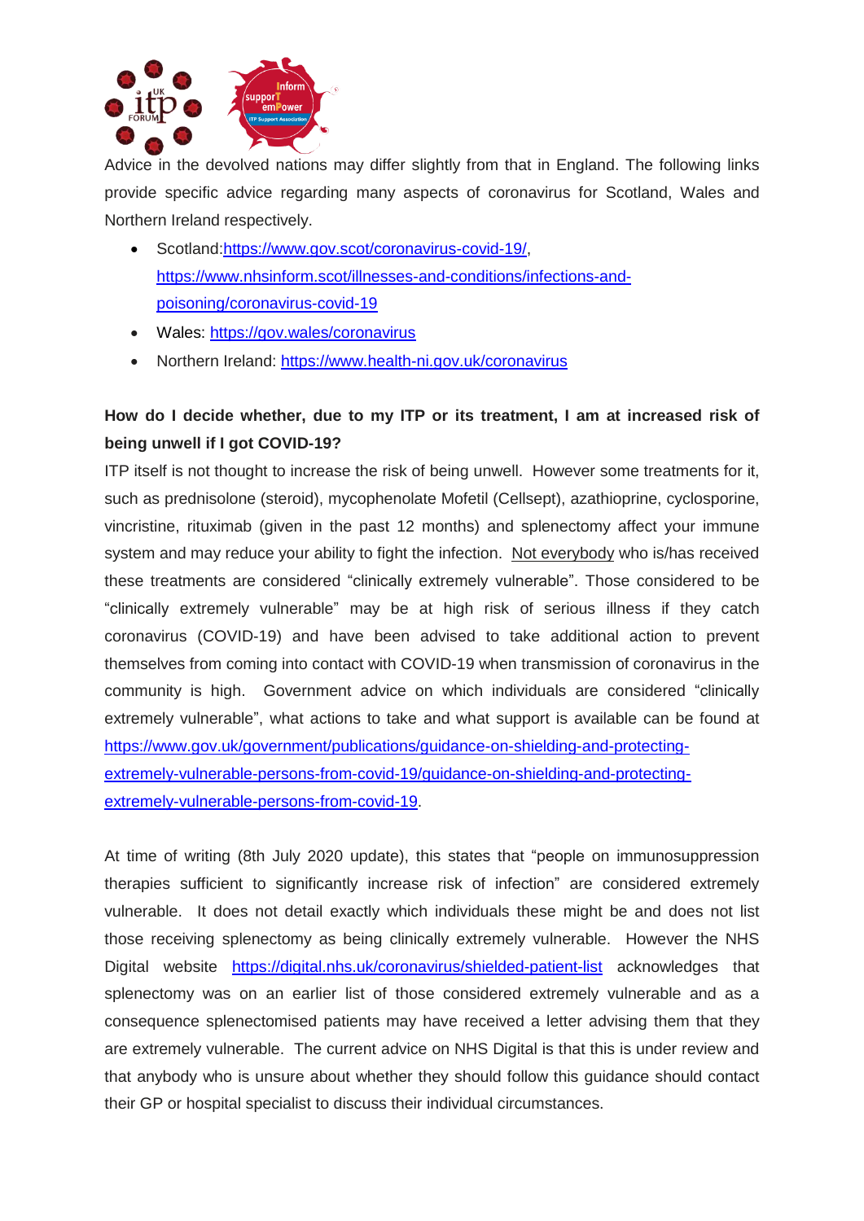Advice in the devolved nations may differ slightly from that in England. The following links provide specific advice regarding many aspects of coronavirus for Scotland, Wales and Northern Ireland respectively.

- Scotland:https://www.gov.scot/coronavirus-covid-19/, https://www.nhsinform.scot/illnesses-and-conditions/infections-and-poisoning/coronavirus-covid-19
- Wales: https://gov.wales/coronavirus
- Northern Ireland: https://www.health-ni.gov.uk/coronavirus

**How do I decide whether, due to my ITP or its treatment, I am at increased risk of being unwell if I got COVID-19?**

ITP itself is not thought to increase the risk of being unwell. However some treatments for it, such as prednisolone (steroid), mycophenolate Mofetil (Cellsept), azathioprine, cyclosporine, vincristine, rituximab (given in the past 12 months) and splenectomy affect your immune system and may reduce your ability to fight the infection. Not everybody who is/has received these treatments are considered "clinically extremely vulnerable". Those considered to be "clinically extremely vulnerable" may be at high risk of serious illness if they catch coronavirus (COVID-19) and have been advised to take additional action to prevent themselves from coming into contact with COVID-19 when transmission of coronavirus in the community is high. Government advice on which individuals are considered "clinically extremely vulnerable", what actions to take and what support is available can be found at https://www.gov.uk/government/publications/guidance-on-shielding-and-protecting-extremely-vulnerable-persons-from-covid-19/guidance-on-shielding-and-protecting-extremely-vulnerable-persons-from-covid-19.

At time of writing (8th July 2020 update), this states that "people on immunosuppression therapies sufficient to significantly increase risk of infection" are considered extremely vulnerable. It does not detail exactly which individuals these might be and does not list those receiving splenectomy as being clinically extremely vulnerable. However the NHS Digital website https://digital.nhs.uk/coronavirus/shielded-patient-list acknowledges that splenectomy was on an earlier list of those considered extremely vulnerable and as a consequence splenectomised patients may have received a letter advising them that they are extremely vulnerable. The current advice on NHS Digital is that this is under review and that anybody who is unsure about whether they should follow this guidance should contact their GP or hospital specialist to discuss their individual circumstances.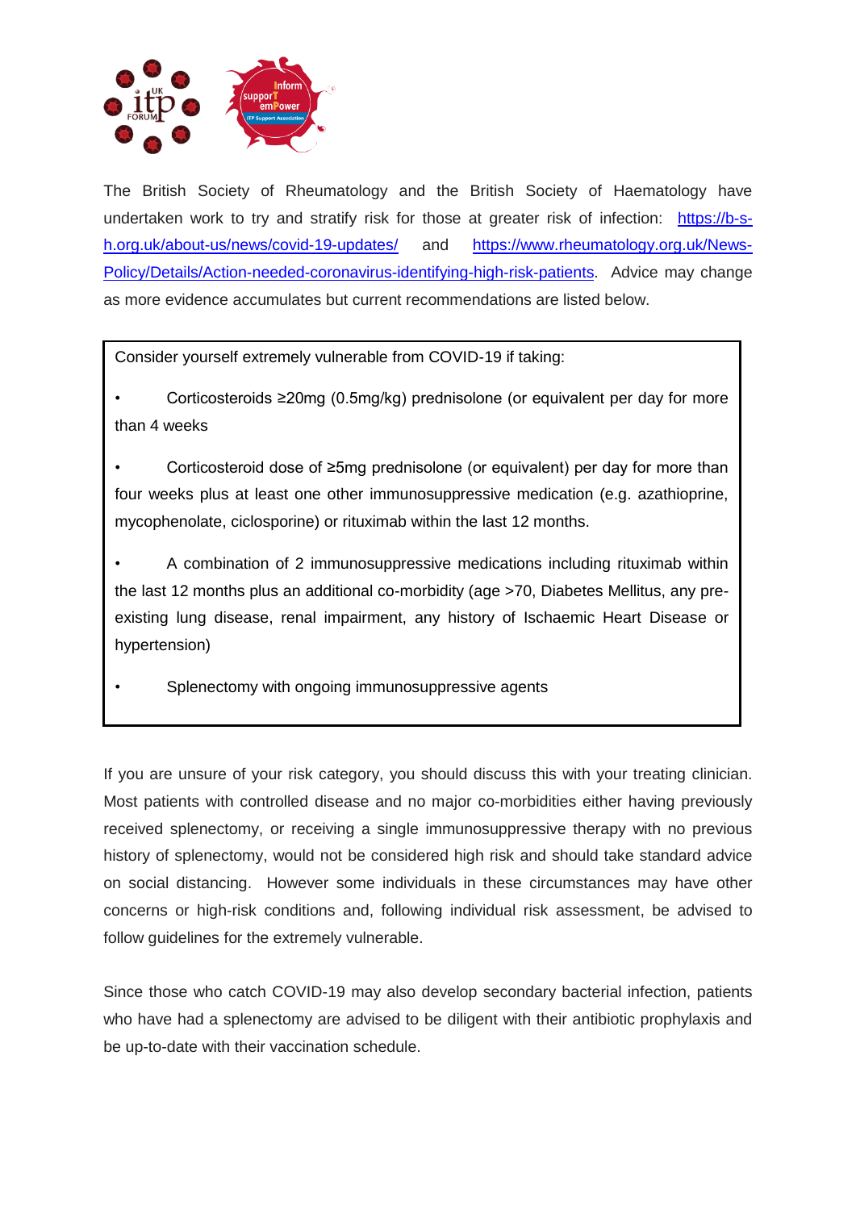The British Society of Rheumatology and the British Society of Haematology have undertaken work to try and stratify risk for those at greater risk of infection: https://b-s-h.org.uk/about-us/news/covid-19-updates/ and https://www.rheumatology.org.uk/News-Policy/Details/Action-needed-coronavirus-identifying-high-risk-patients. Advice may change as more evidence accumulates but current recommendations are listed below.

> Consider yourself extremely vulnerable from COVID-19 if taking:
>
> - Corticosteroids ≥20mg (0.5mg/kg) prednisolone (or equivalent per day for more than 4 weeks
> - Corticosteroid dose of ≥5mg prednisolone (or equivalent) per day for more than four weeks plus at least one other immunosuppressive medication (e.g. azathioprine, mycophenolate, ciclosporine) or rituximab within the last 12 months.
> - A combination of 2 immunosuppressive medications including rituximab within the last 12 months plus an additional co-morbidity (age >70, Diabetes Mellitus, any pre-existing lung disease, renal impairment, any history of Ischaemic Heart Disease or hypertension)
> - Splenectomy with ongoing immunosuppressive agents

If you are unsure of your risk category, you should discuss this with your treating clinician. Most patients with controlled disease and no major co-morbidities either having previously received splenectomy, or receiving a single immunosuppressive therapy with no previous history of splenectomy, would not be considered high risk and should take standard advice on social distancing. However some individuals in these circumstances may have other concerns or high-risk conditions and, following individual risk assessment, be advised to follow guidelines for the extremely vulnerable.

Since those who catch COVID-19 may also develop secondary bacterial infection, patients who have had a splenectomy are advised to be diligent with their antibiotic prophylaxis and be up-to-date with their vaccination schedule.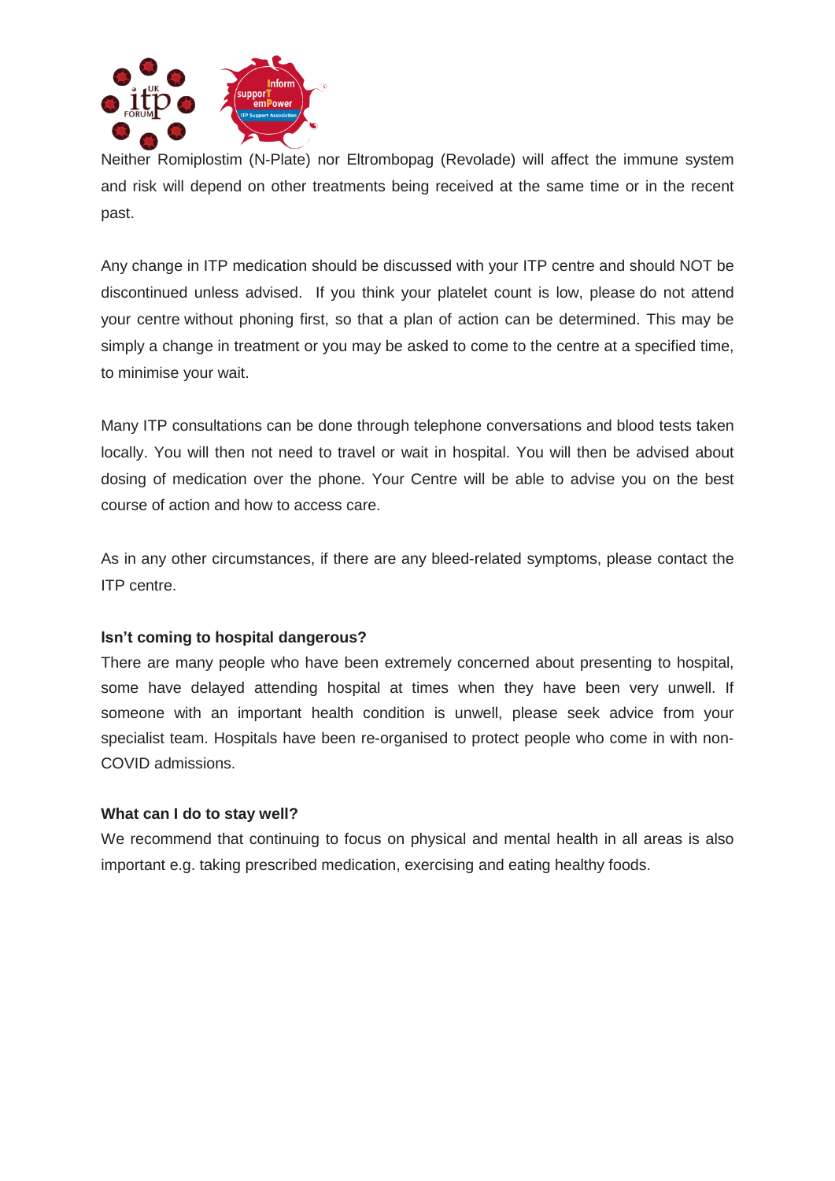Neither Romiplostim (N-Plate) nor Eltrombopag (Revolade) will affect the immune system and risk will depend on other treatments being received at the same time or in the recent past.

Any change in ITP medication should be discussed with your ITP centre and should NOT be discontinued unless advised. If you think your platelet count is low, please do not attend your centre without phoning first, so that a plan of action can be determined. This may be simply a change in treatment or you may be asked to come to the centre at a specified time, to minimise your wait.

Many ITP consultations can be done through telephone conversations and blood tests taken locally. You will then not need to travel or wait in hospital. You will then be advised about dosing of medication over the phone. Your Centre will be able to advise you on the best course of action and how to access care.

As in any other circumstances, if there are any bleed-related symptoms, please contact the ITP centre.

**Isn't coming to hospital dangerous?**

There are many people who have been extremely concerned about presenting to hospital, some have delayed attending hospital at times when they have been very unwell. If someone with an important health condition is unwell, please seek advice from your specialist team. Hospitals have been re-organised to protect people who come in with non-COVID admissions.

**What can I do to stay well?**

We recommend that continuing to focus on physical and mental health in all areas is also important e.g. taking prescribed medication, exercising and eating healthy foods.